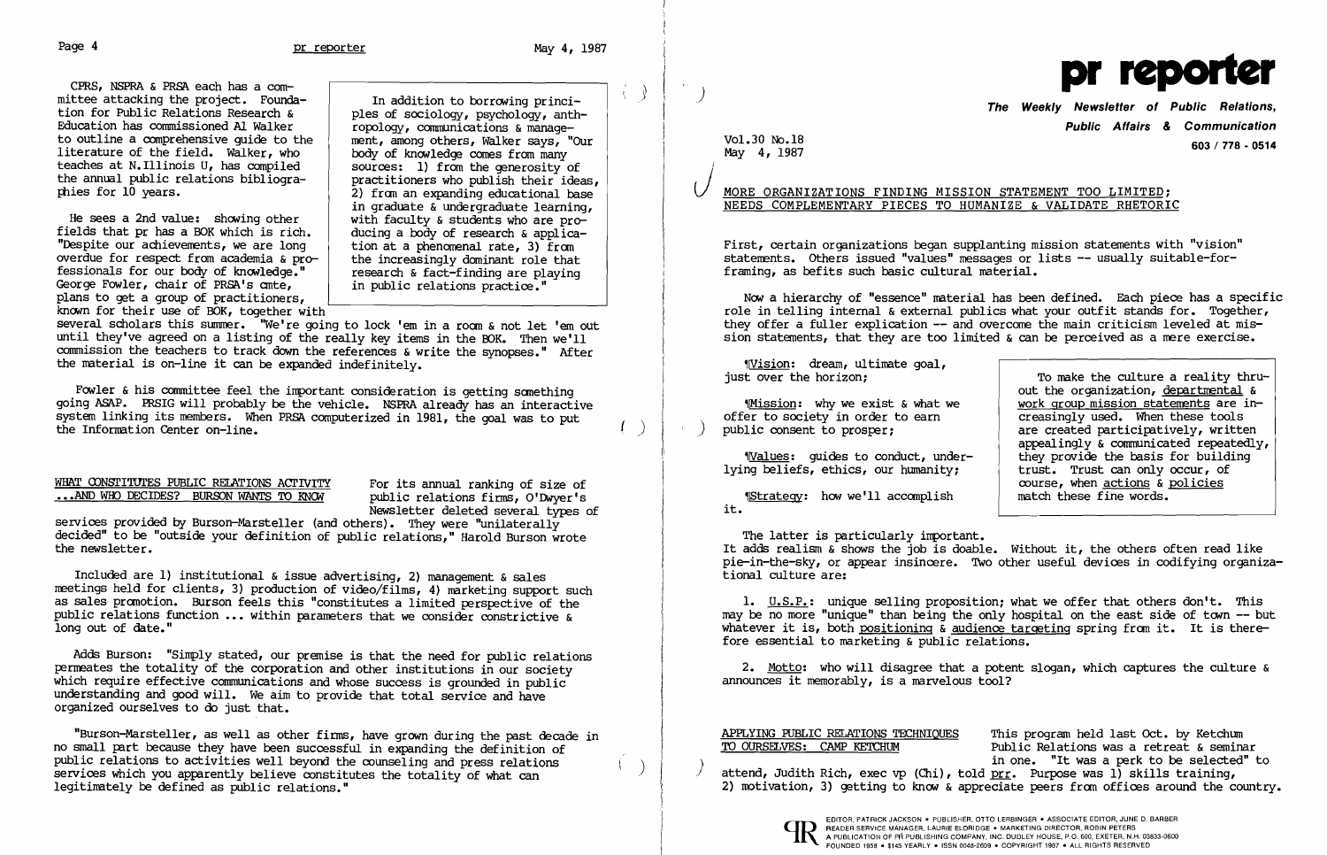CPRS, NSPRA & PRSA each has a committee attacking the project. Foundation for Public Relations Research & Education has commissioned Al Walker to outline a comprehensive guide to the literature of the field. Walker, who teaches at N.Illinois U, has compiled the annual public relations bibliographies for 10 years.

> In addition to borrowing principles of sociology, psychology, anthropology, communications & management, among others, Walker says, "Our body of knowledge comes from many sources: 1) from the generosity of practitioners who publish their ideas, 2) from an expanding educational base in graduate & undergraduate learning, with faculty & students who are producing a body of research & application at a phenomenal rate, 3) from the increasingly dominant role that research & fact-finding are playing in public relations practice."

He sees a 2nd value: showing other fields that pr has a BOK which is rich. "Despite our achievements, we are long overdue for respect from academia & professionals for our body of knowledge." George Fowler, chair of PRSA's cmte, plans to get a group of practitioners, known for their use of BOK, together with several scholars this summer. "We're going to lock 'em in a room & not let 'em out until they've agreed on a listing of the really key items in the BOK. Then we'll commission the teachers to track down the references & write the synopses." After the material is on-line it can be expanded indefinitely.

Fowler & his committee feel the important consideration is getting something going ASAP. PRSIG will probably be the vehicle. NSPRA already has an interactive system linking its members. When PRSA computerized in 1981, the goal was to put the Information Center on-line.

## WHAT CONSTITUTES PUBLIC RELATIONS ACTIVITY ...AND WHO DECIDES? BURSON WANTS TO KNOW

For its annual ranking of size of public relations firms, O'Dwyer's Newsletter deleted several types of services provided by Burson-Marsteller (and others). They were "unilaterally decided" to be "outside your definition of public relations," Harold Burson wrote the newsletter.

Included are 1) institutional & issue advertising, 2) management & sales meetings held for clients, 3) production of video/films, 4) marketing support such as sales promotion. Burson feels this "constitutes a limited perspective of the public relations function ... within parameters that we consider constrictive & long out of date."

Adds Burson: "Simply stated, our premise is that the need for public relations permeates the totality of the corporation and other institutions in our society which require effective communications and whose success is grounded in public understanding and good will. We aim to provide that total service and have organized ourselves to do just that.

"Burson-Marsteller, as well as other firms, have grown during the past decade in no small part because they have been successful in expanding the definition of public relations to activities well beyond the counseling and press relations services which you apparently believe constitutes the totality of what can legitimately be defined as public relations."

# pr reporter

**The Weekly Newsletter of Public Relations, Public Affairs & Communication**

603 / 778 - 0514

Vol.30 No.18
May 4, 1987

## MORE ORGANIZATIONS FINDING MISSION STATEMENT TOO LIMITED; NEEDS COMPLEMENTARY PIECES TO HUMANIZE & VALIDATE RHETORIC

First, certain organizations began supplanting mission statements with "vision" statements. Others issued "values" messages or lists -- usually suitable-for-framing, as befits such basic cultural material.

Now a hierarchy of "essence" material has been defined. Each piece has a specific role in telling internal & external publics what your outfit stands for. Together, they offer a fuller explication -- and overcome the main criticism leveled at mission statements, that they are too limited & can be perceived as a mere exercise.

¶Vision: dream, ultimate goal, just over the horizon;

¶Mission: why we exist & what we offer to society in order to earn public consent to prosper;

¶Values: guides to conduct, underlying beliefs, ethics, our humanity;

¶Strategy: how we'll accomplish it.

> To make the culture a reality throughout the organization, departmental & work group mission statements are increasingly used. When these tools are created participatively, written appealingly & communicated repeatedly, they provide the basis for building trust. Trust can only occur, of course, when actions & policies match these fine words.

The latter is particularly important. It adds realism & shows the job is doable. Without it, the others often read like pie-in-the-sky, or appear insincere. Two other useful devices in codifying organizational culture are:

1. U.S.P.: unique selling proposition; what we offer that others don't. This may be no more "unique" than being the only hospital on the east side of town -- but whatever it is, both positioning & audience targeting spring from it. It is therefore essential to marketing & public relations.

2. Motto: who will disagree that a potent slogan, which captures the culture & announces it memorably, is a marvelous tool?

## APPLYING PUBLIC RELATIONS TECHNIQUES TO OURSELVES: CAMP KETCHUM

This program held last Oct. by Ketchum Public Relations was a retreat & seminar in one. "It was a perk to be selected" to attend, Judith Rich, exec vp (Chi), told prr. Purpose was 1) skills training, 2) motivation, 3) getting to know & appreciate peers from offices around the country.

EDITOR, PATRICK JACKSON • PUBLISHER, OTTO LERBINGER • ASSOCIATE EDITOR, JUNE D. BARBER
READER SERVICE MANAGER, LAURIE ELDRIDGE • MARKETING DIRECTOR, ROBIN PETERS
A PUBLICATION OF PR PUBLISHING COMPANY, INC. DUDLEY HOUSE, P.O. 600, EXETER, N.H. 03833-0600
FOUNDED 1958 • $145 YEARLY • ISSN 0048-2609 • COPYRIGHT 1987 • ALL RIGHTS RESERVED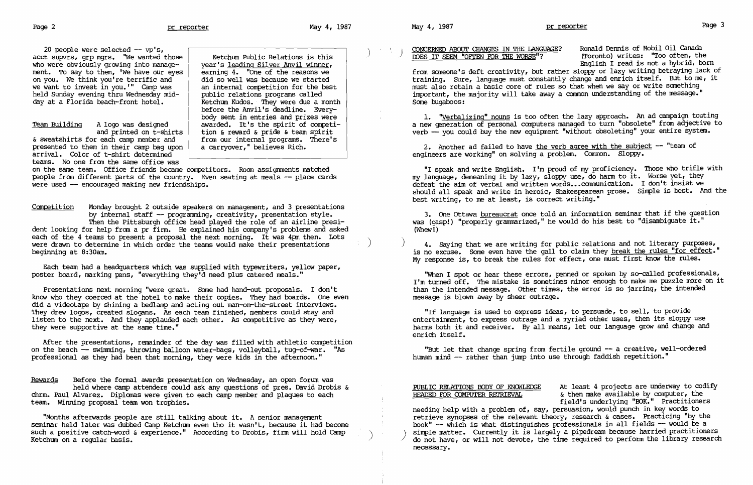20 people were selected -- vp's, acct supvrs, grp mgrs. "We wanted those who were obviously growing into management. To say to them, 'We have our eyes on you. We think you're terrific and we want to invest in you.'" Camp was held Sunday evening thru Wednesday midday at a Florida beach-front hotel.

> Ketchum Public Relations is this year's leading Silver Anvil winner, earning 4. "One of the reasons we did so well was because we started an internal competition for the best public relations programs called Ketchum Kudos. They were due a month before the Anvil's deadline. Everybody sent in entries and prizes were awarded. It's the spirit of competition & reward & pride & team spirit from our internal programs. There's a carryover," believes Rich.

Team Building A logo was designed and printed on t-shirts & sweatshirts for each camp member and presented to them in their camp bag upon arrival. Color of t-shirt determined teams. No one from the same office was on the same team. Office friends became competitors. Room assignments matched people from different parts of the country. Even seating at meals -- place cards were used -- encouraged making new friendships.

Competition Monday brought 2 outside speakers on management, and 3 presentations by internal staff -- programming, creativity, presentation style. Then the Pittsburgh office head played the role of an airline president looking for help from a pr firm. He explained his company's problems and asked each of the 4 teams to present a proposal the next morning. It was 4pm then. Lots were drawn to determine in which order the teams would make their presentations beginning at 8:30am.

Each team had a headquarters which was supplied with typewriters, yellow paper, poster board, marking pens, "everything they'd need plus catered meals."

Presentations next morning "were great. Some had hand-out proposals. I don't know who they coerced at the hotel to make their copies. They had boards. One even did a videotape by shining a bedlamp and acting out man-on-the-street interviews. They drew logos, created slogans. As each team finished, members could stay and listen to the next. And they applauded each other. As competitive as they were, they were supportive at the same time."

After the presentations, remainder of the day was filled with athletic competition on the beach -- swimming, throwing balloon water-bags, volleyball, tug-of-war. "As professional as they had been that morning, they were kids in the afternoon."

Rewards Before the formal awards presentation on Wednesday, an open forum was held where camp attenders could ask any questions of pres. David Drobis & chrm. Paul Alvarez. Diplomas were given to each camp member and plaques to each team. Winning proposal team won trophies.

"Months afterwards people are still talking about it. A senior management seminar held later was dubbed Camp Ketchum even tho it wasn't, because it had become such a positive catch-word & experience." According to Drobis, firm will hold Camp Ketchum on a regular basis.

CONCERNED ABOUT CHANGES IN THE LANGUAGE? DOES IT SEEM "OFTEN FOR THE WORSE"?

Ronald Dennis of Mobil Oil Canada (Toronto) writes: "Too often, the English I read is not a hybrid, born from someone's deft creativity, but rather sloppy or lazy writing betraying lack of training. Sure, language must constantly change and enrich itself. But to me, it must also retain a basic core of rules so that when we say or write something important, the majority will take away a common understanding of the message." Some bugaboos:

1. "Verbalizing" nouns is too often the lazy approach. An ad campaign touting a new generation of personal computers managed to turn "obsolete" from adjective to verb -- you could buy the new equipment "without obsoleting" your entire system.

2. Another ad failed to have the verb agree with the subject -- "team of engineers are working" on solving a problem. Common. Sloppy.

"I speak and write English. I'm proud of my proficiency. Those who trifle with my language, demeaning it by lazy, sloppy use, do harm to it. Worse yet, they defeat the aim of verbal and written words...communication. I don't insist we should all speak and write in heroic, Shakespearean prose. Simple is best. And the best writing, to me at least, is correct writing."

3. One Ottawa bureaucrat once told an information seminar that if the question was (gasp!) "properly grammarized," he would do his best to "disambiguate it." (Whew!)

4. Saying that we are writing for public relations and not literary purposes, is no excuse. Some even have the gall to claim they break the rules "for effect." My response is, to break the rules for effect, one must first know the rules.

"When I spot or hear these errors, penned or spoken by so-called professionals, I'm turned off. The mistake is sometimes minor enough to make me puzzle more on it than the intended message. Other times, the error is so jarring, the intended message is blown away by sheer outrage.

"If language is used to express ideas, to persuade, to sell, to provide entertainment, to express outrage and a myriad other uses, then its sloppy use harms both it and receiver. By all means, let our language grow and change and enrich itself.

"But let that change spring from fertile ground -- a creative, well-ordered human mind -- rather than jump into use through faddish repetition."

PUBLIC RELATIONS BODY OF KNOWLEDGE HEADED FOR COMPUTER RETRIEVAL

At least 4 projects are underway to codify & then make available by computer, the field's underlying "BOK." Practitioners needing help with a problem of, say, persuasion, would punch in key words to retrieve synopses of the relevant theory, research & cases. Practicing "by the book" -- which is what distinguishes professionals in all fields -- would be a simple matter. Currently it is largely a pipedream because harried practitioners do not have, or will not devote, the time required to perform the library research necessary.